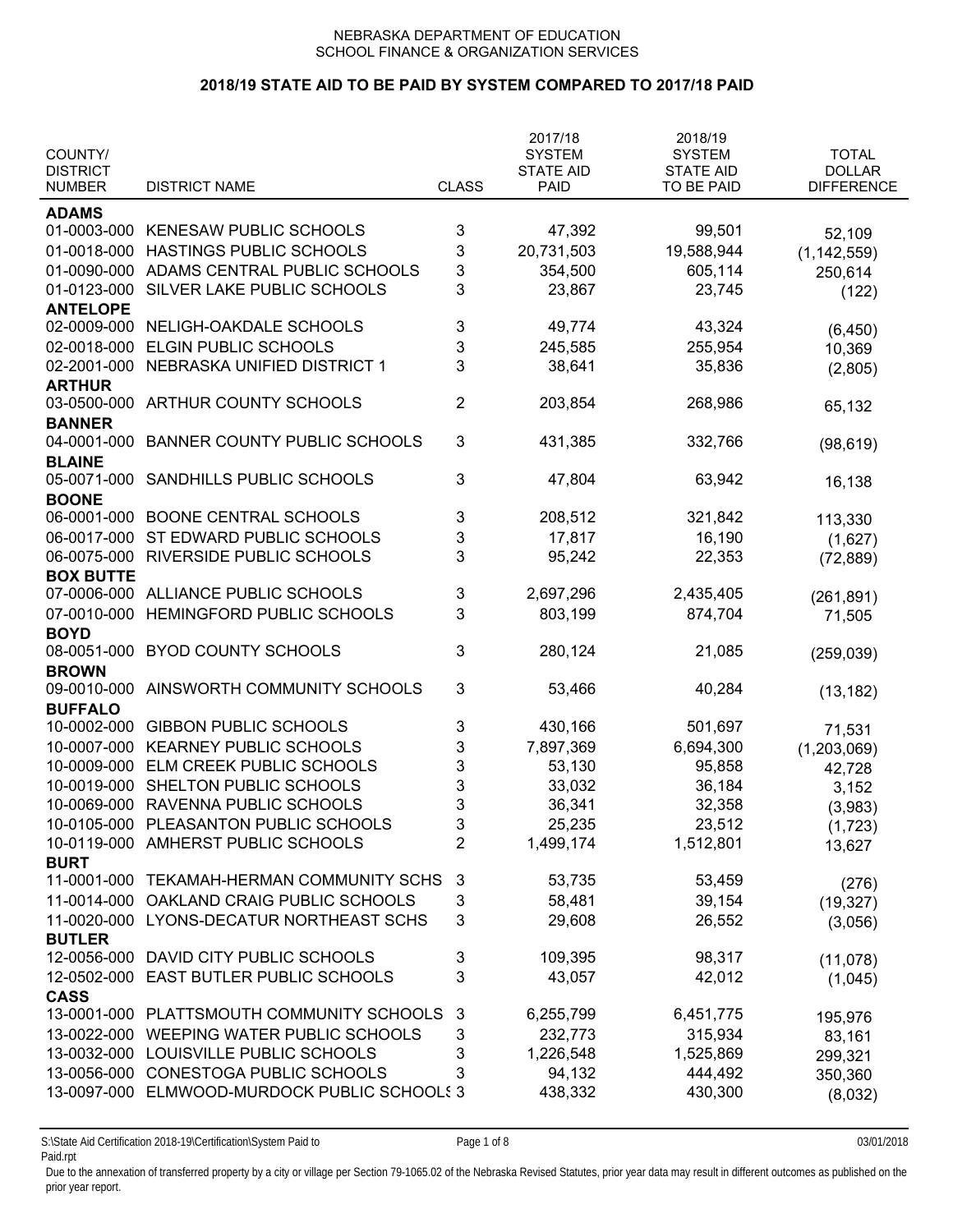NEBRASKA DEPARTMENT OF EDUCATION
SCHOOL FINANCE & ORGANIZATION SERVICES

# 2018/19 STATE AID TO BE PAID BY SYSTEM COMPARED TO 2017/18 PAID

| COUNTY/ DISTRICT NUMBER | DISTRICT NAME | CLASS | 2017/18 SYSTEM STATE AID PAID | 2018/19 SYSTEM STATE AID TO BE PAID | TOTAL DOLLAR DIFFERENCE |
|---|---|---|---|---|---|
| **ADAMS** | | | | | |
| 01-0003-000 | KENESAW PUBLIC SCHOOLS | 3 | 47,392 | 99,501 | 52,109 |
| 01-0018-000 | HASTINGS PUBLIC SCHOOLS | 3 | 20,731,503 | 19,588,944 | (1,142,559) |
| 01-0090-000 | ADAMS CENTRAL PUBLIC SCHOOLS | 3 | 354,500 | 605,114 | 250,614 |
| 01-0123-000 | SILVER LAKE PUBLIC SCHOOLS | 3 | 23,867 | 23,745 | (122) |
| **ANTELOPE** | | | | | |
| 02-0009-000 | NELIGH-OAKDALE SCHOOLS | 3 | 49,774 | 43,324 | (6,450) |
| 02-0018-000 | ELGIN PUBLIC SCHOOLS | 3 | 245,585 | 255,954 | 10,369 |
| 02-2001-000 | NEBRASKA UNIFIED DISTRICT 1 | 3 | 38,641 | 35,836 | (2,805) |
| **ARTHUR** | | | | | |
| 03-0500-000 | ARTHUR COUNTY SCHOOLS | 2 | 203,854 | 268,986 | 65,132 |
| **BANNER** | | | | | |
| 04-0001-000 | BANNER COUNTY PUBLIC SCHOOLS | 3 | 431,385 | 332,766 | (98,619) |
| **BLAINE** | | | | | |
| 05-0071-000 | SANDHILLS PUBLIC SCHOOLS | 3 | 47,804 | 63,942 | 16,138 |
| **BOONE** | | | | | |
| 06-0001-000 | BOONE CENTRAL SCHOOLS | 3 | 208,512 | 321,842 | 113,330 |
| 06-0017-000 | ST EDWARD PUBLIC SCHOOLS | 3 | 17,817 | 16,190 | (1,627) |
| 06-0075-000 | RIVERSIDE PUBLIC SCHOOLS | 3 | 95,242 | 22,353 | (72,889) |
| **BOX BUTTE** | | | | | |
| 07-0006-000 | ALLIANCE PUBLIC SCHOOLS | 3 | 2,697,296 | 2,435,405 | (261,891) |
| 07-0010-000 | HEMINGFORD PUBLIC SCHOOLS | 3 | 803,199 | 874,704 | 71,505 |
| **BOYD** | | | | | |
| 08-0051-000 | BYOD COUNTY SCHOOLS | 3 | 280,124 | 21,085 | (259,039) |
| **BROWN** | | | | | |
| 09-0010-000 | AINSWORTH COMMUNITY SCHOOLS | 3 | 53,466 | 40,284 | (13,182) |
| **BUFFALO** | | | | | |
| 10-0002-000 | GIBBON PUBLIC SCHOOLS | 3 | 430,166 | 501,697 | 71,531 |
| 10-0007-000 | KEARNEY PUBLIC SCHOOLS | 3 | 7,897,369 | 6,694,300 | (1,203,069) |
| 10-0009-000 | ELM CREEK PUBLIC SCHOOLS | 3 | 53,130 | 95,858 | 42,728 |
| 10-0019-000 | SHELTON PUBLIC SCHOOLS | 3 | 33,032 | 36,184 | 3,152 |
| 10-0069-000 | RAVENNA PUBLIC SCHOOLS | 3 | 36,341 | 32,358 | (3,983) |
| 10-0105-000 | PLEASANTON PUBLIC SCHOOLS | 3 | 25,235 | 23,512 | (1,723) |
| 10-0119-000 | AMHERST PUBLIC SCHOOLS | 2 | 1,499,174 | 1,512,801 | 13,627 |
| **BURT** | | | | | |
| 11-0001-000 | TEKAMAH-HERMAN COMMUNITY SCHS | 3 | 53,735 | 53,459 | (276) |
| 11-0014-000 | OAKLAND CRAIG PUBLIC SCHOOLS | 3 | 58,481 | 39,154 | (19,327) |
| 11-0020-000 | LYONS-DECATUR NORTHEAST SCHS | 3 | 29,608 | 26,552 | (3,056) |
| **BUTLER** | | | | | |
| 12-0056-000 | DAVID CITY PUBLIC SCHOOLS | 3 | 109,395 | 98,317 | (11,078) |
| 12-0502-000 | EAST BUTLER PUBLIC SCHOOLS | 3 | 43,057 | 42,012 | (1,045) |
| **CASS** | | | | | |
| 13-0001-000 | PLATTSMOUTH COMMUNITY SCHOOLS | 3 | 6,255,799 | 6,451,775 | 195,976 |
| 13-0022-000 | WEEPING WATER PUBLIC SCHOOLS | 3 | 232,773 | 315,934 | 83,161 |
| 13-0032-000 | LOUISVILLE PUBLIC SCHOOLS | 3 | 1,226,548 | 1,525,869 | 299,321 |
| 13-0056-000 | CONESTOGA PUBLIC SCHOOLS | 3 | 94,132 | 444,492 | 350,360 |
| 13-0097-000 | ELMWOOD-MURDOCK PUBLIC SCHOOL! | 3 | 438,332 | 430,300 | (8,032) |

S:\State Aid Certification 2018-19\Certification\System Paid to Paid.rpt

03/01/2018

Due to the annexation of transferred property by a city or village per Section 79-1065.02 of the Nebraska Revised Statutes, prior year data may result in different outcomes as published on the prior year report.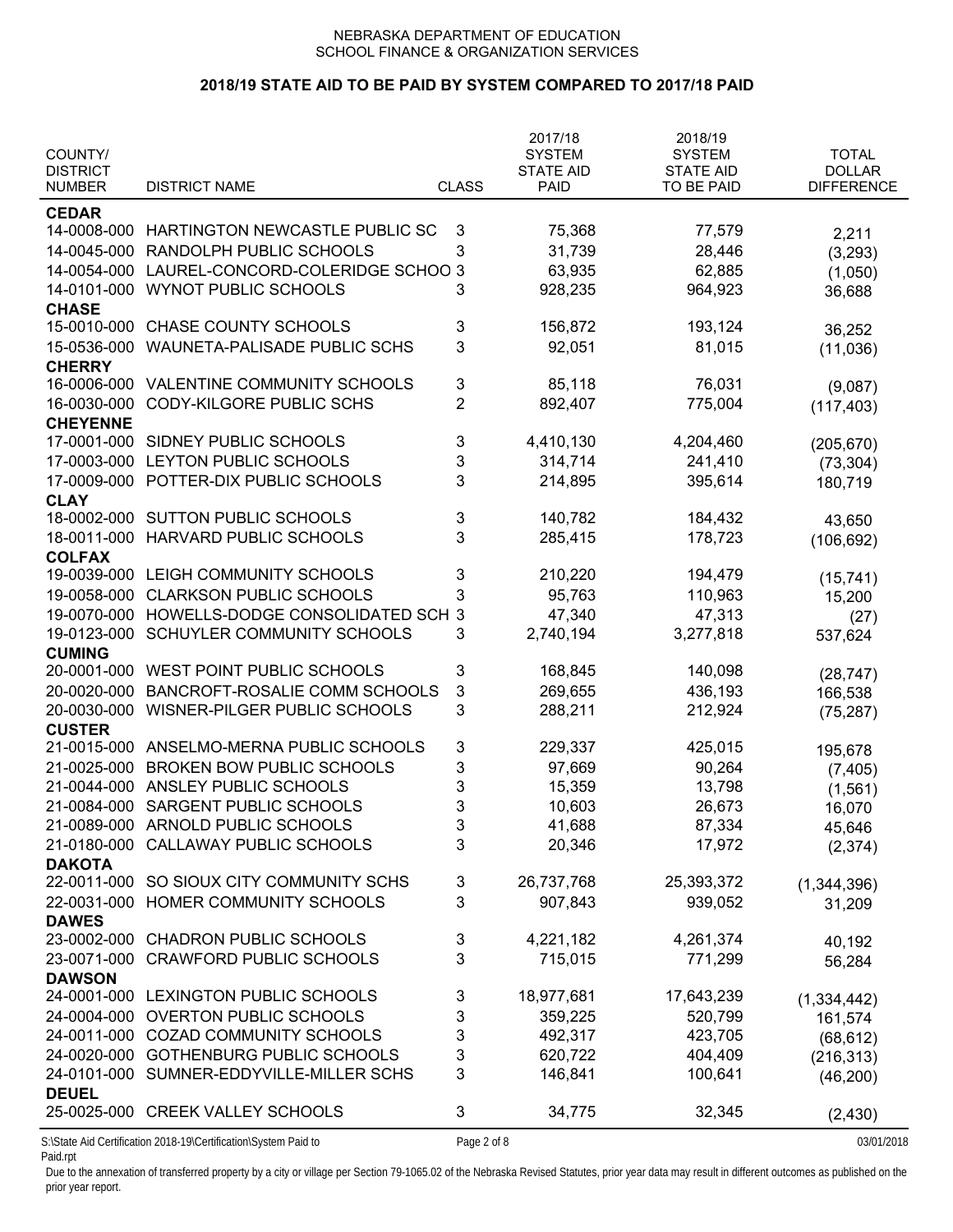NEBRASKA DEPARTMENT OF EDUCATION
SCHOOL FINANCE & ORGANIZATION SERVICES

## 2018/19 STATE AID TO BE PAID BY SYSTEM COMPARED TO 2017/18 PAID

| COUNTY/ DISTRICT NUMBER | DISTRICT NAME | CLASS | 2017/18 SYSTEM STATE AID PAID | 2018/19 SYSTEM STATE AID TO BE PAID | TOTAL DOLLAR DIFFERENCE |
|---|---|---|---|---|---|
| **CEDAR** | | | | | |
| 14-0008-000 | HARTINGTON NEWCASTLE PUBLIC SC | 3 | 75,368 | 77,579 | 2,211 |
| 14-0045-000 | RANDOLPH PUBLIC SCHOOLS | 3 | 31,739 | 28,446 | (3,293) |
| 14-0054-000 | LAUREL-CONCORD-COLERIDGE SCHOO | 3 | 63,935 | 62,885 | (1,050) |
| 14-0101-000 | WYNOT PUBLIC SCHOOLS | 3 | 928,235 | 964,923 | 36,688 |
| **CHASE** | | | | | |
| 15-0010-000 | CHASE COUNTY SCHOOLS | 3 | 156,872 | 193,124 | 36,252 |
| 15-0536-000 | WAUNETA-PALISADE PUBLIC SCHS | 3 | 92,051 | 81,015 | (11,036) |
| **CHERRY** | | | | | |
| 16-0006-000 | VALENTINE COMMUNITY SCHOOLS | 3 | 85,118 | 76,031 | (9,087) |
| 16-0030-000 | CODY-KILGORE PUBLIC SCHS | 2 | 892,407 | 775,004 | (117,403) |
| **CHEYENNE** | | | | | |
| 17-0001-000 | SIDNEY PUBLIC SCHOOLS | 3 | 4,410,130 | 4,204,460 | (205,670) |
| 17-0003-000 | LEYTON PUBLIC SCHOOLS | 3 | 314,714 | 241,410 | (73,304) |
| 17-0009-000 | POTTER-DIX PUBLIC SCHOOLS | 3 | 214,895 | 395,614 | 180,719 |
| **CLAY** | | | | | |
| 18-0002-000 | SUTTON PUBLIC SCHOOLS | 3 | 140,782 | 184,432 | 43,650 |
| 18-0011-000 | HARVARD PUBLIC SCHOOLS | 3 | 285,415 | 178,723 | (106,692) |
| **COLFAX** | | | | | |
| 19-0039-000 | LEIGH COMMUNITY SCHOOLS | 3 | 210,220 | 194,479 | (15,741) |
| 19-0058-000 | CLARKSON PUBLIC SCHOOLS | 3 | 95,763 | 110,963 | 15,200 |
| 19-0070-000 | HOWELLS-DODGE CONSOLIDATED SCH | 3 | 47,340 | 47,313 | (27) |
| 19-0123-000 | SCHUYLER COMMUNITY SCHOOLS | 3 | 2,740,194 | 3,277,818 | 537,624 |
| **CUMING** | | | | | |
| 20-0001-000 | WEST POINT PUBLIC SCHOOLS | 3 | 168,845 | 140,098 | (28,747) |
| 20-0020-000 | BANCROFT-ROSALIE COMM SCHOOLS | 3 | 269,655 | 436,193 | 166,538 |
| 20-0030-000 | WISNER-PILGER PUBLIC SCHOOLS | 3 | 288,211 | 212,924 | (75,287) |
| **CUSTER** | | | | | |
| 21-0015-000 | ANSELMO-MERNA PUBLIC SCHOOLS | 3 | 229,337 | 425,015 | 195,678 |
| 21-0025-000 | BROKEN BOW PUBLIC SCHOOLS | 3 | 97,669 | 90,264 | (7,405) |
| 21-0044-000 | ANSLEY PUBLIC SCHOOLS | 3 | 15,359 | 13,798 | (1,561) |
| 21-0084-000 | SARGENT PUBLIC SCHOOLS | 3 | 10,603 | 26,673 | 16,070 |
| 21-0089-000 | ARNOLD PUBLIC SCHOOLS | 3 | 41,688 | 87,334 | 45,646 |
| 21-0180-000 | CALLAWAY PUBLIC SCHOOLS | 3 | 20,346 | 17,972 | (2,374) |
| **DAKOTA** | | | | | |
| 22-0011-000 | SO SIOUX CITY COMMUNITY SCHS | 3 | 26,737,768 | 25,393,372 | (1,344,396) |
| 22-0031-000 | HOMER COMMUNITY SCHOOLS | 3 | 907,843 | 939,052 | 31,209 |
| **DAWES** | | | | | |
| 23-0002-000 | CHADRON PUBLIC SCHOOLS | 3 | 4,221,182 | 4,261,374 | 40,192 |
| 23-0071-000 | CRAWFORD PUBLIC SCHOOLS | 3 | 715,015 | 771,299 | 56,284 |
| **DAWSON** | | | | | |
| 24-0001-000 | LEXINGTON PUBLIC SCHOOLS | 3 | 18,977,681 | 17,643,239 | (1,334,442) |
| 24-0004-000 | OVERTON PUBLIC SCHOOLS | 3 | 359,225 | 520,799 | 161,574 |
| 24-0011-000 | COZAD COMMUNITY SCHOOLS | 3 | 492,317 | 423,705 | (68,612) |
| 24-0020-000 | GOTHENBURG PUBLIC SCHOOLS | 3 | 620,722 | 404,409 | (216,313) |
| 24-0101-000 | SUMNER-EDDYVILLE-MILLER SCHS | 3 | 146,841 | 100,641 | (46,200) |
| **DEUEL** | | | | | |
| 25-0025-000 | CREEK VALLEY SCHOOLS | 3 | 34,775 | 32,345 | (2,430) |

S:\State Aid Certification 2018-19\Certification\System Paid to Paid.rpt 03/01/2018

Due to the annexation of transferred property by a city or village per Section 79-1065.02 of the Nebraska Revised Statutes, prior year data may result in different outcomes as published on the prior year report.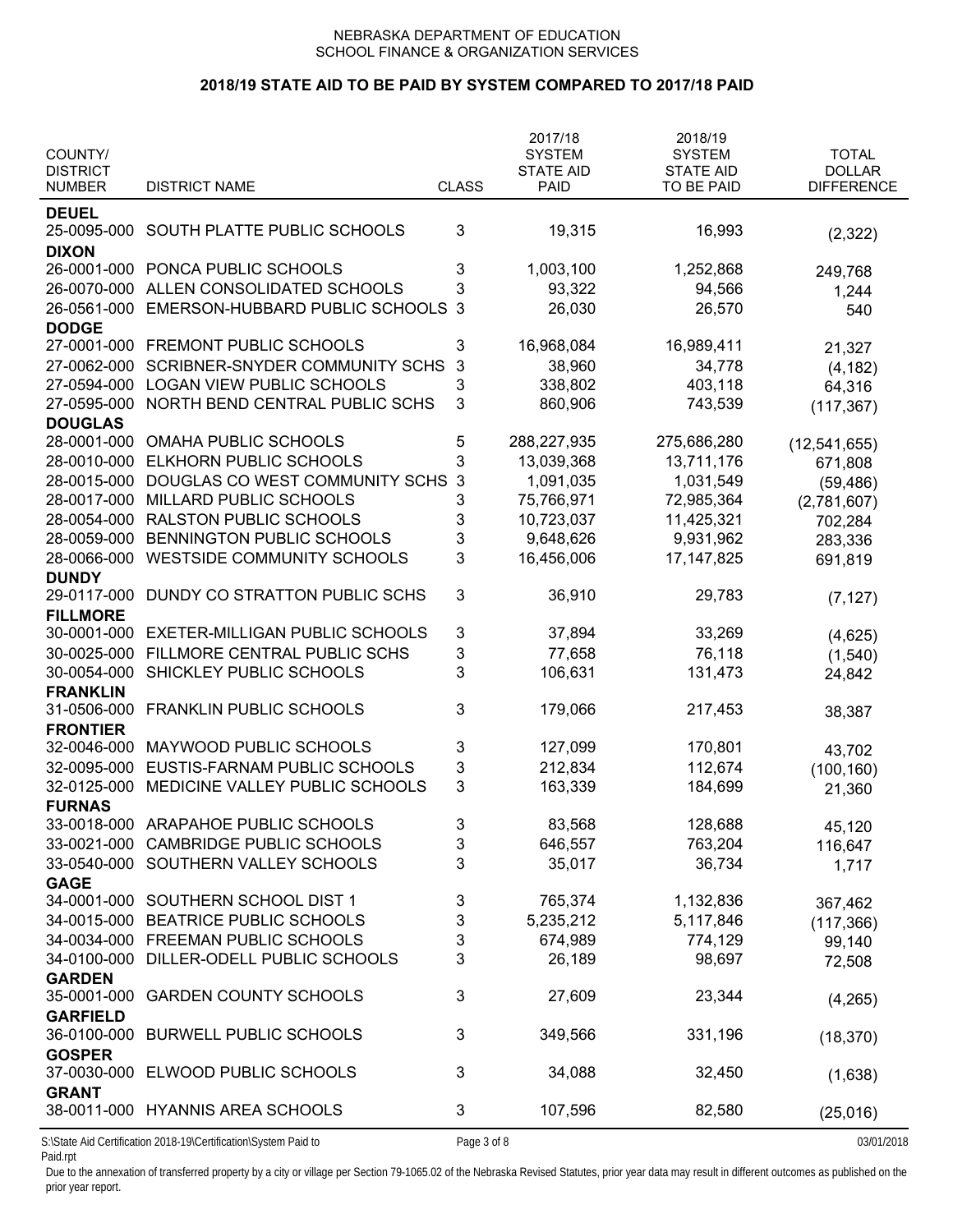NEBRASKA DEPARTMENT OF EDUCATION
SCHOOL FINANCE & ORGANIZATION SERVICES

## 2018/19 STATE AID TO BE PAID BY SYSTEM COMPARED TO 2017/18 PAID

| COUNTY/ DISTRICT NUMBER | DISTRICT NAME | CLASS | 2017/18 SYSTEM STATE AID PAID | 2018/19 SYSTEM STATE AID TO BE PAID | TOTAL DOLLAR DIFFERENCE |
|---|---|---|---|---|---|
| **DEUEL** | | | | | |
| 25-0095-000 | SOUTH PLATTE PUBLIC SCHOOLS | 3 | 19,315 | 16,993 | (2,322) |
| **DIXON** | | | | | |
| 26-0001-000 | PONCA PUBLIC SCHOOLS | 3 | 1,003,100 | 1,252,868 | 249,768 |
| 26-0070-000 | ALLEN CONSOLIDATED SCHOOLS | 3 | 93,322 | 94,566 | 1,244 |
| 26-0561-000 | EMERSON-HUBBARD PUBLIC SCHOOLS | 3 | 26,030 | 26,570 | 540 |
| **DODGE** | | | | | |
| 27-0001-000 | FREMONT PUBLIC SCHOOLS | 3 | 16,968,084 | 16,989,411 | 21,327 |
| 27-0062-000 | SCRIBNER-SNYDER COMMUNITY SCHS | 3 | 38,960 | 34,778 | (4,182) |
| 27-0594-000 | LOGAN VIEW PUBLIC SCHOOLS | 3 | 338,802 | 403,118 | 64,316 |
| 27-0595-000 | NORTH BEND CENTRAL PUBLIC SCHS | 3 | 860,906 | 743,539 | (117,367) |
| **DOUGLAS** | | | | | |
| 28-0001-000 | OMAHA PUBLIC SCHOOLS | 5 | 288,227,935 | 275,686,280 | (12,541,655) |
| 28-0010-000 | ELKHORN PUBLIC SCHOOLS | 3 | 13,039,368 | 13,711,176 | 671,808 |
| 28-0015-000 | DOUGLAS CO WEST COMMUNITY SCHS | 3 | 1,091,035 | 1,031,549 | (59,486) |
| 28-0017-000 | MILLARD PUBLIC SCHOOLS | 3 | 75,766,971 | 72,985,364 | (2,781,607) |
| 28-0054-000 | RALSTON PUBLIC SCHOOLS | 3 | 10,723,037 | 11,425,321 | 702,284 |
| 28-0059-000 | BENNINGTON PUBLIC SCHOOLS | 3 | 9,648,626 | 9,931,962 | 283,336 |
| 28-0066-000 | WESTSIDE COMMUNITY SCHOOLS | 3 | 16,456,006 | 17,147,825 | 691,819 |
| **DUNDY** | | | | | |
| 29-0117-000 | DUNDY CO STRATTON PUBLIC SCHS | 3 | 36,910 | 29,783 | (7,127) |
| **FILLMORE** | | | | | |
| 30-0001-000 | EXETER-MILLIGAN PUBLIC SCHOOLS | 3 | 37,894 | 33,269 | (4,625) |
| 30-0025-000 | FILLMORE CENTRAL PUBLIC SCHS | 3 | 77,658 | 76,118 | (1,540) |
| 30-0054-000 | SHICKLEY PUBLIC SCHOOLS | 3 | 106,631 | 131,473 | 24,842 |
| **FRANKLIN** | | | | | |
| 31-0506-000 | FRANKLIN PUBLIC SCHOOLS | 3 | 179,066 | 217,453 | 38,387 |
| **FRONTIER** | | | | | |
| 32-0046-000 | MAYWOOD PUBLIC SCHOOLS | 3 | 127,099 | 170,801 | 43,702 |
| 32-0095-000 | EUSTIS-FARNAM PUBLIC SCHOOLS | 3 | 212,834 | 112,674 | (100,160) |
| 32-0125-000 | MEDICINE VALLEY PUBLIC SCHOOLS | 3 | 163,339 | 184,699 | 21,360 |
| **FURNAS** | | | | | |
| 33-0018-000 | ARAPAHOE PUBLIC SCHOOLS | 3 | 83,568 | 128,688 | 45,120 |
| 33-0021-000 | CAMBRIDGE PUBLIC SCHOOLS | 3 | 646,557 | 763,204 | 116,647 |
| 33-0540-000 | SOUTHERN VALLEY SCHOOLS | 3 | 35,017 | 36,734 | 1,717 |
| **GAGE** | | | | | |
| 34-0001-000 | SOUTHERN SCHOOL DIST 1 | 3 | 765,374 | 1,132,836 | 367,462 |
| 34-0015-000 | BEATRICE PUBLIC SCHOOLS | 3 | 5,235,212 | 5,117,846 | (117,366) |
| 34-0034-000 | FREEMAN PUBLIC SCHOOLS | 3 | 674,989 | 774,129 | 99,140 |
| 34-0100-000 | DILLER-ODELL PUBLIC SCHOOLS | 3 | 26,189 | 98,697 | 72,508 |
| **GARDEN** | | | | | |
| 35-0001-000 | GARDEN COUNTY SCHOOLS | 3 | 27,609 | 23,344 | (4,265) |
| **GARFIELD** | | | | | |
| 36-0100-000 | BURWELL PUBLIC SCHOOLS | 3 | 349,566 | 331,196 | (18,370) |
| **GOSPER** | | | | | |
| 37-0030-000 | ELWOOD PUBLIC SCHOOLS | 3 | 34,088 | 32,450 | (1,638) |
| **GRANT** | | | | | |
| 38-0011-000 | HYANNIS AREA SCHOOLS | 3 | 107,596 | 82,580 | (25,016) |

S:\State Aid Certification 2018-19\Certification\System Paid to Paid.rpt 03/01/2018

Due to the annexation of transferred property by a city or village per Section 79-1065.02 of the Nebraska Revised Statutes, prior year data may result in different outcomes as published on the prior year report.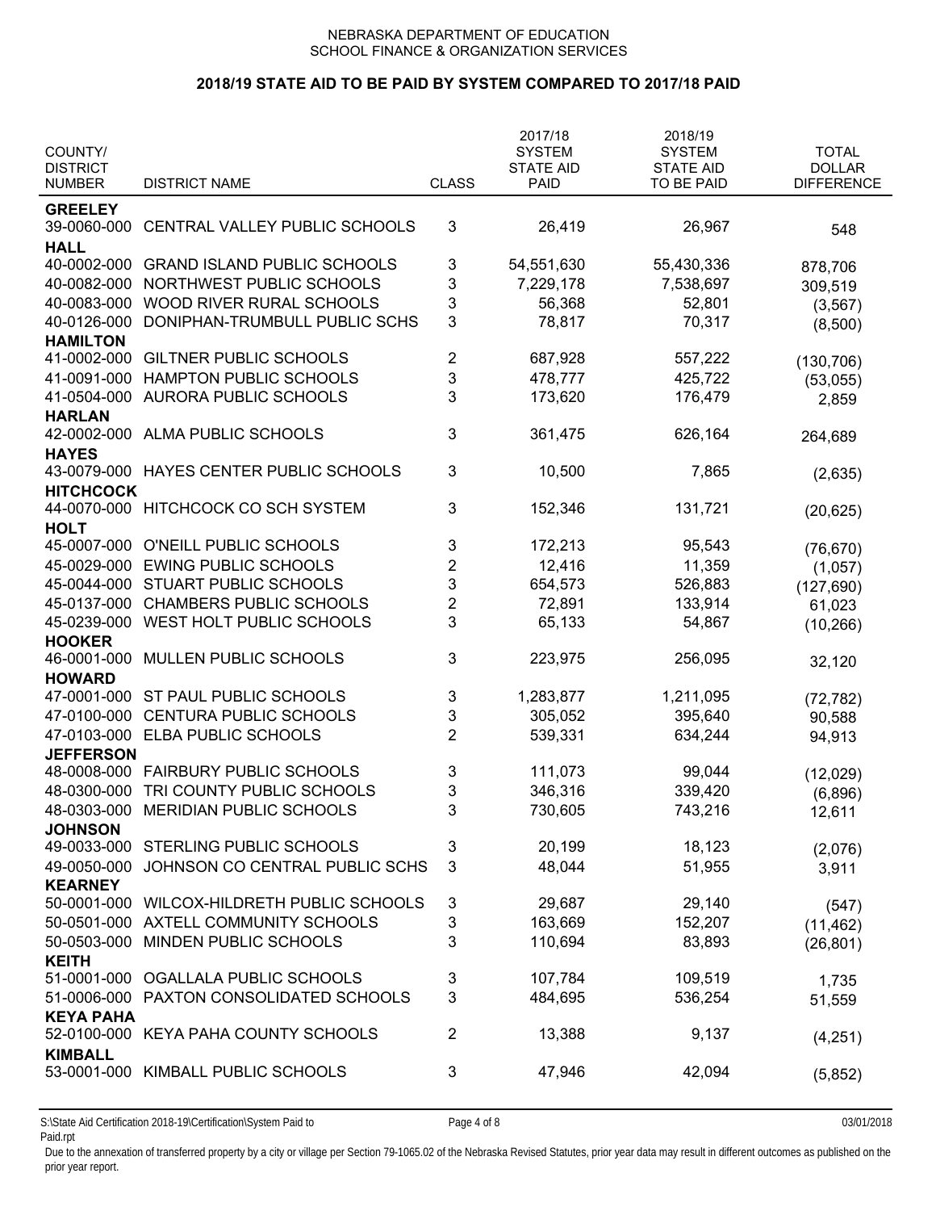NEBRASKA DEPARTMENT OF EDUCATION
SCHOOL FINANCE & ORGANIZATION SERVICES

## 2018/19 STATE AID TO BE PAID BY SYSTEM COMPARED TO 2017/18 PAID

| COUNTY/ DISTRICT NUMBER | DISTRICT NAME | CLASS | 2017/18 SYSTEM STATE AID PAID | 2018/19 SYSTEM STATE AID TO BE PAID | TOTAL DOLLAR DIFFERENCE |
|---|---|---|---|---|---|
| **GREELEY** | | | | | |
| 39-0060-000 | CENTRAL VALLEY PUBLIC SCHOOLS | 3 | 26,419 | 26,967 | 548 |
| **HALL** | | | | | |
| 40-0002-000 | GRAND ISLAND PUBLIC SCHOOLS | 3 | 54,551,630 | 55,430,336 | 878,706 |
| 40-0082-000 | NORTHWEST PUBLIC SCHOOLS | 3 | 7,229,178 | 7,538,697 | 309,519 |
| 40-0083-000 | WOOD RIVER RURAL SCHOOLS | 3 | 56,368 | 52,801 | (3,567) |
| 40-0126-000 | DONIPHAN-TRUMBULL PUBLIC SCHS | 3 | 78,817 | 70,317 | (8,500) |
| **HAMILTON** | | | | | |
| 41-0002-000 | GILTNER PUBLIC SCHOOLS | 2 | 687,928 | 557,222 | (130,706) |
| 41-0091-000 | HAMPTON PUBLIC SCHOOLS | 3 | 478,777 | 425,722 | (53,055) |
| 41-0504-000 | AURORA PUBLIC SCHOOLS | 3 | 173,620 | 176,479 | 2,859 |
| **HARLAN** | | | | | |
| 42-0002-000 | ALMA PUBLIC SCHOOLS | 3 | 361,475 | 626,164 | 264,689 |
| **HAYES** | | | | | |
| 43-0079-000 | HAYES CENTER PUBLIC SCHOOLS | 3 | 10,500 | 7,865 | (2,635) |
| **HITCHCOCK** | | | | | |
| 44-0070-000 | HITCHCOCK CO SCH SYSTEM | 3 | 152,346 | 131,721 | (20,625) |
| **HOLT** | | | | | |
| 45-0007-000 | O'NEILL PUBLIC SCHOOLS | 3 | 172,213 | 95,543 | (76,670) |
| 45-0029-000 | EWING PUBLIC SCHOOLS | 2 | 12,416 | 11,359 | (1,057) |
| 45-0044-000 | STUART PUBLIC SCHOOLS | 3 | 654,573 | 526,883 | (127,690) |
| 45-0137-000 | CHAMBERS PUBLIC SCHOOLS | 2 | 72,891 | 133,914 | 61,023 |
| 45-0239-000 | WEST HOLT PUBLIC SCHOOLS | 3 | 65,133 | 54,867 | (10,266) |
| **HOOKER** | | | | | |
| 46-0001-000 | MULLEN PUBLIC SCHOOLS | 3 | 223,975 | 256,095 | 32,120 |
| **HOWARD** | | | | | |
| 47-0001-000 | ST PAUL PUBLIC SCHOOLS | 3 | 1,283,877 | 1,211,095 | (72,782) |
| 47-0100-000 | CENTURA PUBLIC SCHOOLS | 3 | 305,052 | 395,640 | 90,588 |
| 47-0103-000 | ELBA PUBLIC SCHOOLS | 2 | 539,331 | 634,244 | 94,913 |
| **JEFFERSON** | | | | | |
| 48-0008-000 | FAIRBURY PUBLIC SCHOOLS | 3 | 111,073 | 99,044 | (12,029) |
| 48-0300-000 | TRI COUNTY PUBLIC SCHOOLS | 3 | 346,316 | 339,420 | (6,896) |
| 48-0303-000 | MERIDIAN PUBLIC SCHOOLS | 3 | 730,605 | 743,216 | 12,611 |
| **JOHNSON** | | | | | |
| 49-0033-000 | STERLING PUBLIC SCHOOLS | 3 | 20,199 | 18,123 | (2,076) |
| 49-0050-000 | JOHNSON CO CENTRAL PUBLIC SCHS | 3 | 48,044 | 51,955 | 3,911 |
| **KEARNEY** | | | | | |
| 50-0001-000 | WILCOX-HILDRETH PUBLIC SCHOOLS | 3 | 29,687 | 29,140 | (547) |
| 50-0501-000 | AXTELL COMMUNITY SCHOOLS | 3 | 163,669 | 152,207 | (11,462) |
| 50-0503-000 | MINDEN PUBLIC SCHOOLS | 3 | 110,694 | 83,893 | (26,801) |
| **KEITH** | | | | | |
| 51-0001-000 | OGALLALA PUBLIC SCHOOLS | 3 | 107,784 | 109,519 | 1,735 |
| 51-0006-000 | PAXTON CONSOLIDATED SCHOOLS | 3 | 484,695 | 536,254 | 51,559 |
| **KEYA PAHA** | | | | | |
| 52-0100-000 | KEYA PAHA COUNTY SCHOOLS | 2 | 13,388 | 9,137 | (4,251) |
| **KIMBALL** | | | | | |
| 53-0001-000 | KIMBALL PUBLIC SCHOOLS | 3 | 47,946 | 42,094 | (5,852) |

S:\State Aid Certification 2018-19\Certification\System Paid to Paid.rpt — 03/01/2018

Due to the annexation of transferred property by a city or village per Section 79-1065.02 of the Nebraska Revised Statutes, prior year data may result in different outcomes as published on the prior year report.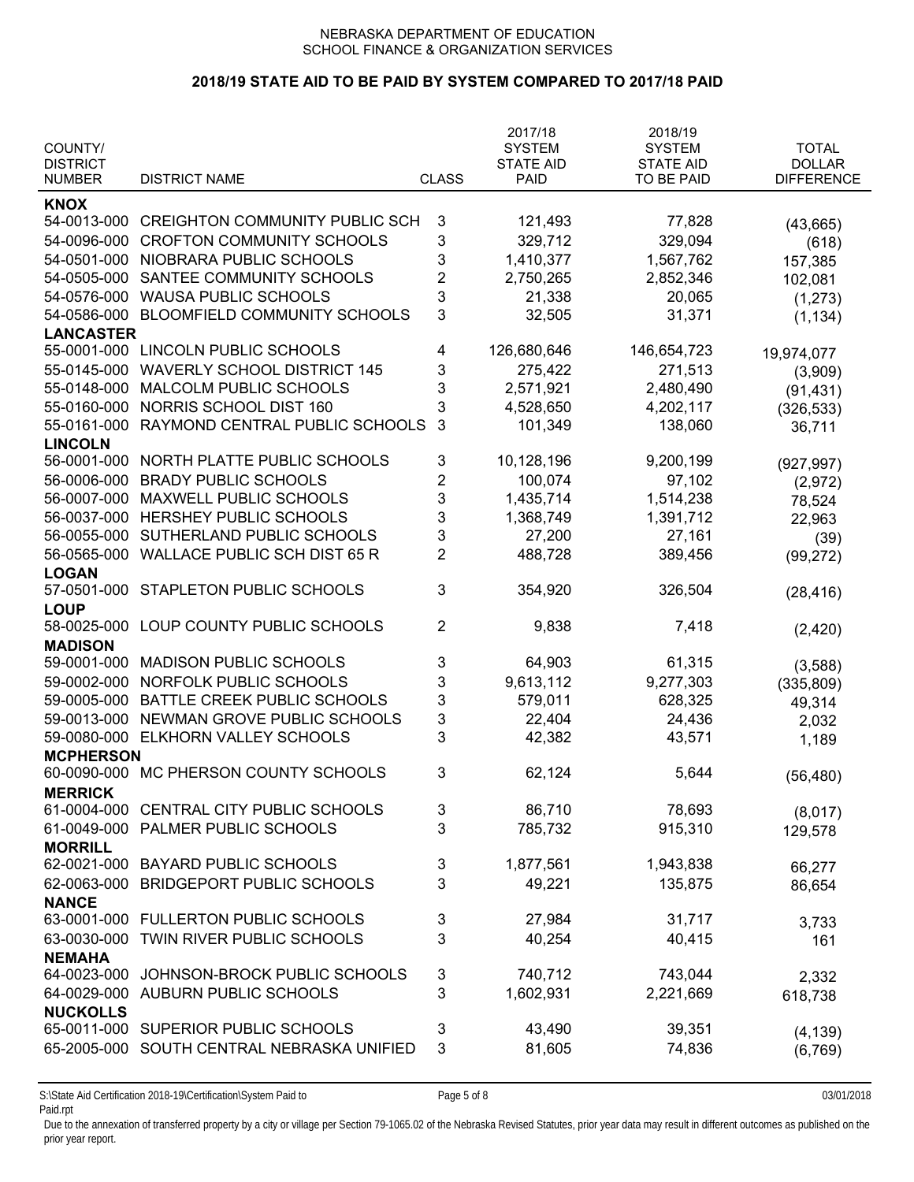NEBRASKA DEPARTMENT OF EDUCATION
SCHOOL FINANCE & ORGANIZATION SERVICES

## 2018/19 STATE AID TO BE PAID BY SYSTEM COMPARED TO 2017/18 PAID

| COUNTY/ DISTRICT NUMBER | DISTRICT NAME | CLASS | 2017/18 SYSTEM STATE AID PAID | 2018/19 SYSTEM STATE AID TO BE PAID | TOTAL DOLLAR DIFFERENCE |
|---|---|---|---|---|---|
| **KNOX** | | | | | |
| 54-0013-000 | CREIGHTON COMMUNITY PUBLIC SCH | 3 | 121,493 | 77,828 | (43,665) |
| 54-0096-000 | CROFTON COMMUNITY SCHOOLS | 3 | 329,712 | 329,094 | (618) |
| 54-0501-000 | NIOBRARA PUBLIC SCHOOLS | 3 | 1,410,377 | 1,567,762 | 157,385 |
| 54-0505-000 | SANTEE COMMUNITY SCHOOLS | 2 | 2,750,265 | 2,852,346 | 102,081 |
| 54-0576-000 | WAUSA PUBLIC SCHOOLS | 3 | 21,338 | 20,065 | (1,273) |
| 54-0586-000 | BLOOMFIELD COMMUNITY SCHOOLS | 3 | 32,505 | 31,371 | (1,134) |
| **LANCASTER** | | | | | |
| 55-0001-000 | LINCOLN PUBLIC SCHOOLS | 4 | 126,680,646 | 146,654,723 | 19,974,077 |
| 55-0145-000 | WAVERLY SCHOOL DISTRICT 145 | 3 | 275,422 | 271,513 | (3,909) |
| 55-0148-000 | MALCOLM PUBLIC SCHOOLS | 3 | 2,571,921 | 2,480,490 | (91,431) |
| 55-0160-000 | NORRIS SCHOOL DIST 160 | 3 | 4,528,650 | 4,202,117 | (326,533) |
| 55-0161-000 | RAYMOND CENTRAL PUBLIC SCHOOLS | 3 | 101,349 | 138,060 | 36,711 |
| **LINCOLN** | | | | | |
| 56-0001-000 | NORTH PLATTE PUBLIC SCHOOLS | 3 | 10,128,196 | 9,200,199 | (927,997) |
| 56-0006-000 | BRADY PUBLIC SCHOOLS | 2 | 100,074 | 97,102 | (2,972) |
| 56-0007-000 | MAXWELL PUBLIC SCHOOLS | 3 | 1,435,714 | 1,514,238 | 78,524 |
| 56-0037-000 | HERSHEY PUBLIC SCHOOLS | 3 | 1,368,749 | 1,391,712 | 22,963 |
| 56-0055-000 | SUTHERLAND PUBLIC SCHOOLS | 3 | 27,200 | 27,161 | (39) |
| 56-0565-000 | WALLACE PUBLIC SCH DIST 65 R | 2 | 488,728 | 389,456 | (99,272) |
| **LOGAN** | | | | | |
| 57-0501-000 | STAPLETON PUBLIC SCHOOLS | 3 | 354,920 | 326,504 | (28,416) |
| **LOUP** | | | | | |
| 58-0025-000 | LOUP COUNTY PUBLIC SCHOOLS | 2 | 9,838 | 7,418 | (2,420) |
| **MADISON** | | | | | |
| 59-0001-000 | MADISON PUBLIC SCHOOLS | 3 | 64,903 | 61,315 | (3,588) |
| 59-0002-000 | NORFOLK PUBLIC SCHOOLS | 3 | 9,613,112 | 9,277,303 | (335,809) |
| 59-0005-000 | BATTLE CREEK PUBLIC SCHOOLS | 3 | 579,011 | 628,325 | 49,314 |
| 59-0013-000 | NEWMAN GROVE PUBLIC SCHOOLS | 3 | 22,404 | 24,436 | 2,032 |
| 59-0080-000 | ELKHORN VALLEY SCHOOLS | 3 | 42,382 | 43,571 | 1,189 |
| **MCPHERSON** | | | | | |
| 60-0090-000 | MC PHERSON COUNTY SCHOOLS | 3 | 62,124 | 5,644 | (56,480) |
| **MERRICK** | | | | | |
| 61-0004-000 | CENTRAL CITY PUBLIC SCHOOLS | 3 | 86,710 | 78,693 | (8,017) |
| 61-0049-000 | PALMER PUBLIC SCHOOLS | 3 | 785,732 | 915,310 | 129,578 |
| **MORRILL** | | | | | |
| 62-0021-000 | BAYARD PUBLIC SCHOOLS | 3 | 1,877,561 | 1,943,838 | 66,277 |
| 62-0063-000 | BRIDGEPORT PUBLIC SCHOOLS | 3 | 49,221 | 135,875 | 86,654 |
| **NANCE** | | | | | |
| 63-0001-000 | FULLERTON PUBLIC SCHOOLS | 3 | 27,984 | 31,717 | 3,733 |
| 63-0030-000 | TWIN RIVER PUBLIC SCHOOLS | 3 | 40,254 | 40,415 | 161 |
| **NEMAHA** | | | | | |
| 64-0023-000 | JOHNSON-BROCK PUBLIC SCHOOLS | 3 | 740,712 | 743,044 | 2,332 |
| 64-0029-000 | AUBURN PUBLIC SCHOOLS | 3 | 1,602,931 | 2,221,669 | 618,738 |
| **NUCKOLLS** | | | | | |
| 65-0011-000 | SUPERIOR PUBLIC SCHOOLS | 3 | 43,490 | 39,351 | (4,139) |
| 65-2005-000 | SOUTH CENTRAL NEBRASKA UNIFIED | 3 | 81,605 | 74,836 | (6,769) |

S:\State Aid Certification 2018-19\Certification\System Paid to Paid.rpt

03/01/2018

Due to the annexation of transferred property by a city or village per Section 79-1065.02 of the Nebraska Revised Statutes, prior year data may result in different outcomes as published on the prior year report.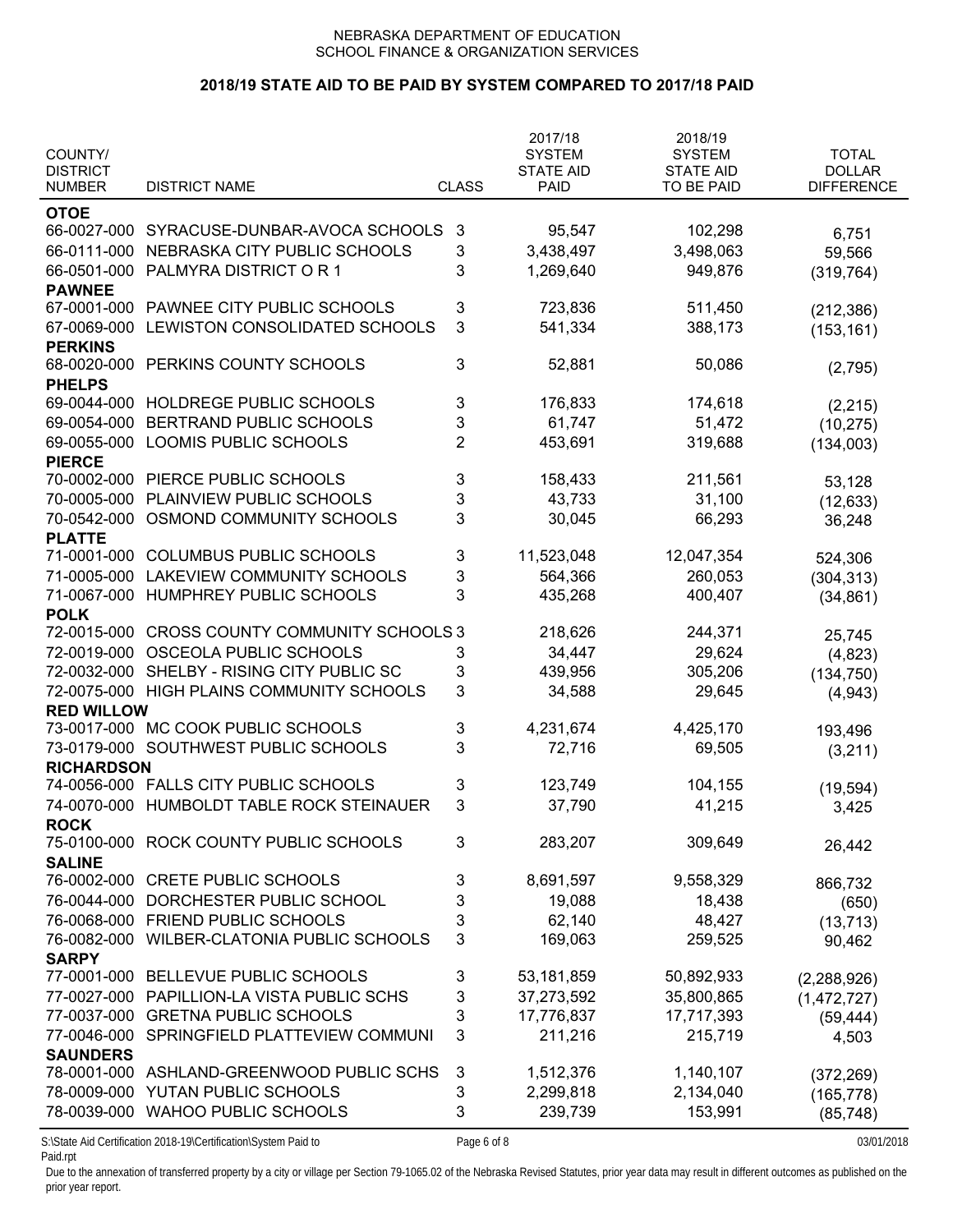NEBRASKA DEPARTMENT OF EDUCATION
SCHOOL FINANCE & ORGANIZATION SERVICES

## 2018/19 STATE AID TO BE PAID BY SYSTEM COMPARED TO 2017/18 PAID

| COUNTY/ DISTRICT NUMBER | DISTRICT NAME | CLASS | 2017/18 SYSTEM STATE AID PAID | 2018/19 SYSTEM STATE AID TO BE PAID | TOTAL DOLLAR DIFFERENCE |
|---|---|---|---|---|---|
| **OTOE** | | | | | |
| 66-0027-000 | SYRACUSE-DUNBAR-AVOCA SCHOOLS | 3 | 95,547 | 102,298 | 6,751 |
| 66-0111-000 | NEBRASKA CITY PUBLIC SCHOOLS | 3 | 3,438,497 | 3,498,063 | 59,566 |
| 66-0501-000 | PALMYRA DISTRICT O R 1 | 3 | 1,269,640 | 949,876 | (319,764) |
| **PAWNEE** | | | | | |
| 67-0001-000 | PAWNEE CITY PUBLIC SCHOOLS | 3 | 723,836 | 511,450 | (212,386) |
| 67-0069-000 | LEWISTON CONSOLIDATED SCHOOLS | 3 | 541,334 | 388,173 | (153,161) |
| **PERKINS** | | | | | |
| 68-0020-000 | PERKINS COUNTY SCHOOLS | 3 | 52,881 | 50,086 | (2,795) |
| **PHELPS** | | | | | |
| 69-0044-000 | HOLDREGE PUBLIC SCHOOLS | 3 | 176,833 | 174,618 | (2,215) |
| 69-0054-000 | BERTRAND PUBLIC SCHOOLS | 3 | 61,747 | 51,472 | (10,275) |
| 69-0055-000 | LOOMIS PUBLIC SCHOOLS | 2 | 453,691 | 319,688 | (134,003) |
| **PIERCE** | | | | | |
| 70-0002-000 | PIERCE PUBLIC SCHOOLS | 3 | 158,433 | 211,561 | 53,128 |
| 70-0005-000 | PLAINVIEW PUBLIC SCHOOLS | 3 | 43,733 | 31,100 | (12,633) |
| 70-0542-000 | OSMOND COMMUNITY SCHOOLS | 3 | 30,045 | 66,293 | 36,248 |
| **PLATTE** | | | | | |
| 71-0001-000 | COLUMBUS PUBLIC SCHOOLS | 3 | 11,523,048 | 12,047,354 | 524,306 |
| 71-0005-000 | LAKEVIEW COMMUNITY SCHOOLS | 3 | 564,366 | 260,053 | (304,313) |
| 71-0067-000 | HUMPHREY PUBLIC SCHOOLS | 3 | 435,268 | 400,407 | (34,861) |
| **POLK** | | | | | |
| 72-0015-000 | CROSS COUNTY COMMUNITY SCHOOLS | 3 | 218,626 | 244,371 | 25,745 |
| 72-0019-000 | OSCEOLA PUBLIC SCHOOLS | 3 | 34,447 | 29,624 | (4,823) |
| 72-0032-000 | SHELBY - RISING CITY PUBLIC SC | 3 | 439,956 | 305,206 | (134,750) |
| 72-0075-000 | HIGH PLAINS COMMUNITY SCHOOLS | 3 | 34,588 | 29,645 | (4,943) |
| **RED WILLOW** | | | | | |
| 73-0017-000 | MC COOK PUBLIC SCHOOLS | 3 | 4,231,674 | 4,425,170 | 193,496 |
| 73-0179-000 | SOUTHWEST PUBLIC SCHOOLS | 3 | 72,716 | 69,505 | (3,211) |
| **RICHARDSON** | | | | | |
| 74-0056-000 | FALLS CITY PUBLIC SCHOOLS | 3 | 123,749 | 104,155 | (19,594) |
| 74-0070-000 | HUMBOLDT TABLE ROCK STEINAUER | 3 | 37,790 | 41,215 | 3,425 |
| **ROCK** | | | | | |
| 75-0100-000 | ROCK COUNTY PUBLIC SCHOOLS | 3 | 283,207 | 309,649 | 26,442 |
| **SALINE** | | | | | |
| 76-0002-000 | CRETE PUBLIC SCHOOLS | 3 | 8,691,597 | 9,558,329 | 866,732 |
| 76-0044-000 | DORCHESTER PUBLIC SCHOOL | 3 | 19,088 | 18,438 | (650) |
| 76-0068-000 | FRIEND PUBLIC SCHOOLS | 3 | 62,140 | 48,427 | (13,713) |
| 76-0082-000 | WILBER-CLATONIA PUBLIC SCHOOLS | 3 | 169,063 | 259,525 | 90,462 |
| **SARPY** | | | | | |
| 77-0001-000 | BELLEVUE PUBLIC SCHOOLS | 3 | 53,181,859 | 50,892,933 | (2,288,926) |
| 77-0027-000 | PAPILLION-LA VISTA PUBLIC SCHS | 3 | 37,273,592 | 35,800,865 | (1,472,727) |
| 77-0037-000 | GRETNA PUBLIC SCHOOLS | 3 | 17,776,837 | 17,717,393 | (59,444) |
| 77-0046-000 | SPRINGFIELD PLATTEVIEW COMMUNI | 3 | 211,216 | 215,719 | 4,503 |
| **SAUNDERS** | | | | | |
| 78-0001-000 | ASHLAND-GREENWOOD PUBLIC SCHS | 3 | 1,512,376 | 1,140,107 | (372,269) |
| 78-0009-000 | YUTAN PUBLIC SCHOOLS | 3 | 2,299,818 | 2,134,040 | (165,778) |
| 78-0039-000 | WAHOO PUBLIC SCHOOLS | 3 | 239,739 | 153,991 | (85,748) |

S:\State Aid Certification 2018-19\Certification\System Paid to Paid.rpt    03/01/2018

Due to the annexation of transferred property by a city or village per Section 79-1065.02 of the Nebraska Revised Statutes, prior year data may result in different outcomes as published on the prior year report.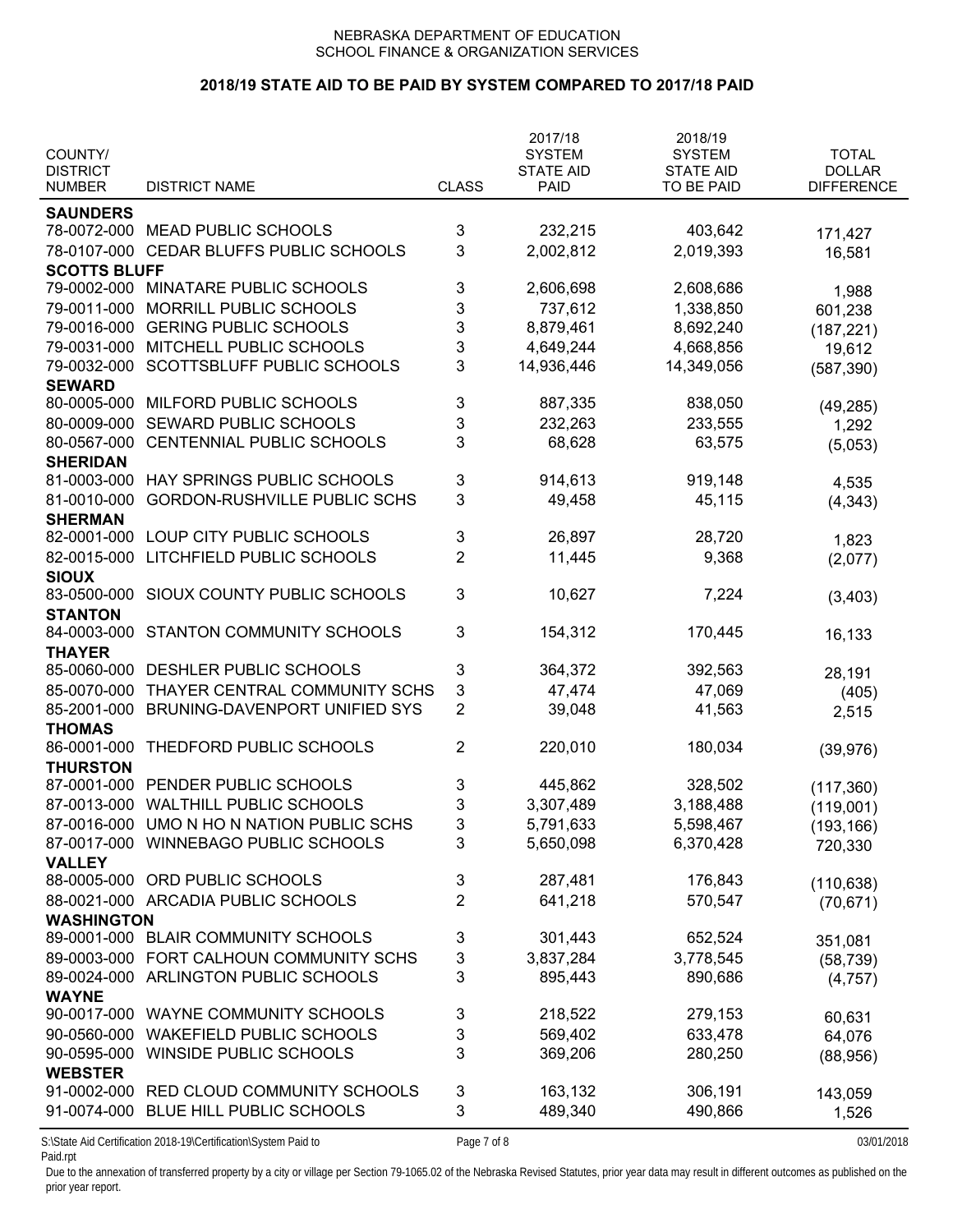NEBRASKA DEPARTMENT OF EDUCATION
SCHOOL FINANCE & ORGANIZATION SERVICES

## 2018/19 STATE AID TO BE PAID BY SYSTEM COMPARED TO 2017/18 PAID

| COUNTY/ DISTRICT NUMBER | DISTRICT NAME | CLASS | 2017/18 SYSTEM STATE AID PAID | 2018/19 SYSTEM STATE AID TO BE PAID | TOTAL DOLLAR DIFFERENCE |
|---|---|---|---|---|---|
| **SAUNDERS** | | | | | |
| 78-0072-000 | MEAD PUBLIC SCHOOLS | 3 | 232,215 | 403,642 | 171,427 |
| 78-0107-000 | CEDAR BLUFFS PUBLIC SCHOOLS | 3 | 2,002,812 | 2,019,393 | 16,581 |
| **SCOTTS BLUFF** | | | | | |
| 79-0002-000 | MINATARE PUBLIC SCHOOLS | 3 | 2,606,698 | 2,608,686 | 1,988 |
| 79-0011-000 | MORRILL PUBLIC SCHOOLS | 3 | 737,612 | 1,338,850 | 601,238 |
| 79-0016-000 | GERING PUBLIC SCHOOLS | 3 | 8,879,461 | 8,692,240 | (187,221) |
| 79-0031-000 | MITCHELL PUBLIC SCHOOLS | 3 | 4,649,244 | 4,668,856 | 19,612 |
| 79-0032-000 | SCOTTSBLUFF PUBLIC SCHOOLS | 3 | 14,936,446 | 14,349,056 | (587,390) |
| **SEWARD** | | | | | |
| 80-0005-000 | MILFORD PUBLIC SCHOOLS | 3 | 887,335 | 838,050 | (49,285) |
| 80-0009-000 | SEWARD PUBLIC SCHOOLS | 3 | 232,263 | 233,555 | 1,292 |
| 80-0567-000 | CENTENNIAL PUBLIC SCHOOLS | 3 | 68,628 | 63,575 | (5,053) |
| **SHERIDAN** | | | | | |
| 81-0003-000 | HAY SPRINGS PUBLIC SCHOOLS | 3 | 914,613 | 919,148 | 4,535 |
| 81-0010-000 | GORDON-RUSHVILLE PUBLIC SCHS | 3 | 49,458 | 45,115 | (4,343) |
| **SHERMAN** | | | | | |
| 82-0001-000 | LOUP CITY PUBLIC SCHOOLS | 3 | 26,897 | 28,720 | 1,823 |
| 82-0015-000 | LITCHFIELD PUBLIC SCHOOLS | 2 | 11,445 | 9,368 | (2,077) |
| **SIOUX** | | | | | |
| 83-0500-000 | SIOUX COUNTY PUBLIC SCHOOLS | 3 | 10,627 | 7,224 | (3,403) |
| **STANTON** | | | | | |
| 84-0003-000 | STANTON COMMUNITY SCHOOLS | 3 | 154,312 | 170,445 | 16,133 |
| **THAYER** | | | | | |
| 85-0060-000 | DESHLER PUBLIC SCHOOLS | 3 | 364,372 | 392,563 | 28,191 |
| 85-0070-000 | THAYER CENTRAL COMMUNITY SCHS | 3 | 47,474 | 47,069 | (405) |
| 85-2001-000 | BRUNING-DAVENPORT UNIFIED SYS | 2 | 39,048 | 41,563 | 2,515 |
| **THOMAS** | | | | | |
| 86-0001-000 | THEDFORD PUBLIC SCHOOLS | 2 | 220,010 | 180,034 | (39,976) |
| **THURSTON** | | | | | |
| 87-0001-000 | PENDER PUBLIC SCHOOLS | 3 | 445,862 | 328,502 | (117,360) |
| 87-0013-000 | WALTHILL PUBLIC SCHOOLS | 3 | 3,307,489 | 3,188,488 | (119,001) |
| 87-0016-000 | UMO N HO N NATION PUBLIC SCHS | 3 | 5,791,633 | 5,598,467 | (193,166) |
| 87-0017-000 | WINNEBAGO PUBLIC SCHOOLS | 3 | 5,650,098 | 6,370,428 | 720,330 |
| **VALLEY** | | | | | |
| 88-0005-000 | ORD PUBLIC SCHOOLS | 3 | 287,481 | 176,843 | (110,638) |
| 88-0021-000 | ARCADIA PUBLIC SCHOOLS | 2 | 641,218 | 570,547 | (70,671) |
| **WASHINGTON** | | | | | |
| 89-0001-000 | BLAIR COMMUNITY SCHOOLS | 3 | 301,443 | 652,524 | 351,081 |
| 89-0003-000 | FORT CALHOUN COMMUNITY SCHS | 3 | 3,837,284 | 3,778,545 | (58,739) |
| 89-0024-000 | ARLINGTON PUBLIC SCHOOLS | 3 | 895,443 | 890,686 | (4,757) |
| **WAYNE** | | | | | |
| 90-0017-000 | WAYNE COMMUNITY SCHOOLS | 3 | 218,522 | 279,153 | 60,631 |
| 90-0560-000 | WAKEFIELD PUBLIC SCHOOLS | 3 | 569,402 | 633,478 | 64,076 |
| 90-0595-000 | WINSIDE PUBLIC SCHOOLS | 3 | 369,206 | 280,250 | (88,956) |
| **WEBSTER** | | | | | |
| 91-0002-000 | RED CLOUD COMMUNITY SCHOOLS | 3 | 163,132 | 306,191 | 143,059 |
| 91-0074-000 | BLUE HILL PUBLIC SCHOOLS | 3 | 489,340 | 490,866 | 1,526 |

S:\State Aid Certification 2018-19\Certification\System Paid to Paid.rpt 03/01/2018

Due to the annexation of transferred property by a city or village per Section 79-1065.02 of the Nebraska Revised Statutes, prior year data may result in different outcomes as published on the prior year report.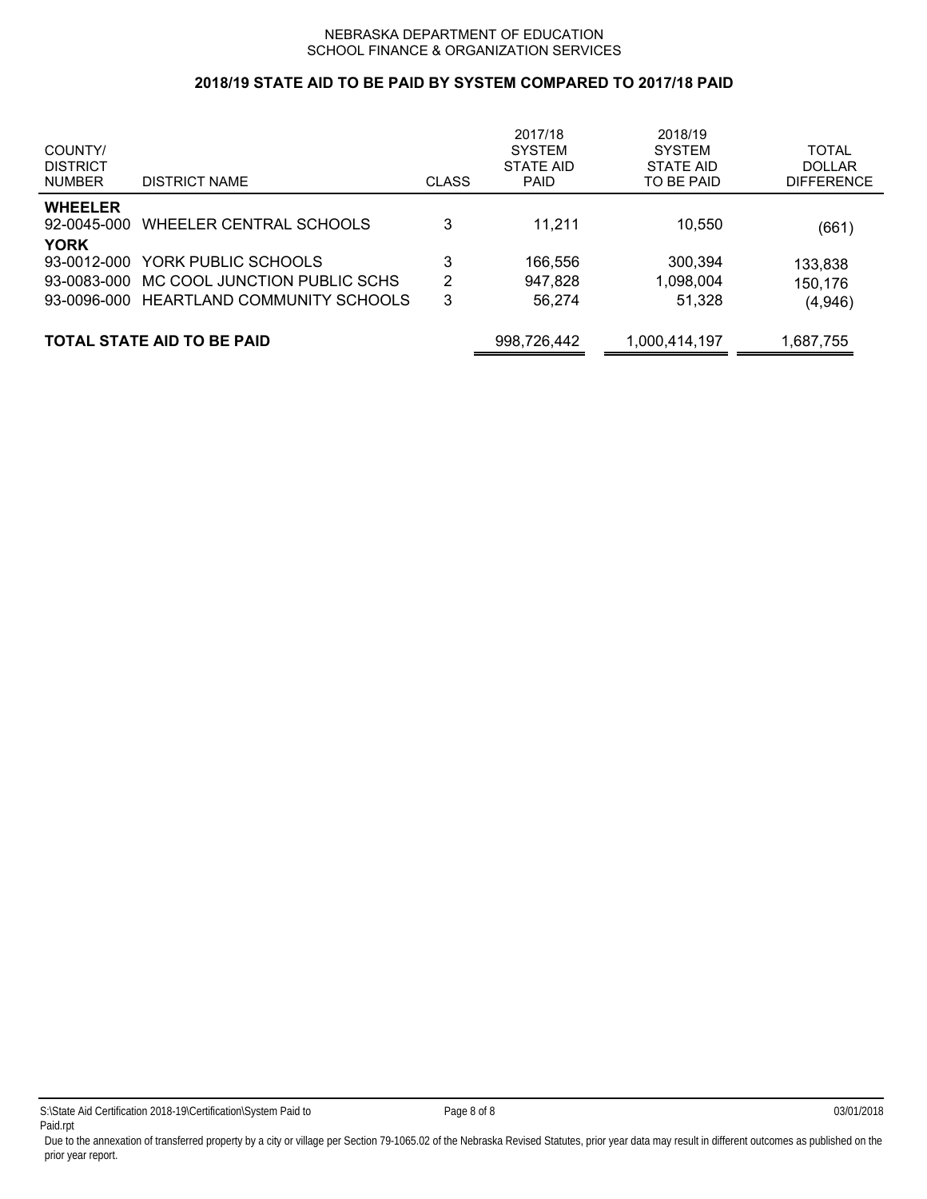NEBRASKA DEPARTMENT OF EDUCATION
SCHOOL FINANCE & ORGANIZATION SERVICES

**2018/19 STATE AID TO BE PAID BY SYSTEM COMPARED TO 2017/18 PAID**

| COUNTY/ DISTRICT NUMBER | DISTRICT NAME | CLASS | 2017/18 SYSTEM STATE AID PAID | 2018/19 SYSTEM STATE AID TO BE PAID | TOTAL DOLLAR DIFFERENCE |
|---|---|---|---|---|---|
| **WHEELER** | | | | | |
| 92-0045-000 | WHEELER CENTRAL SCHOOLS | 3 | 11,211 | 10,550 | (661) |
| **YORK** | | | | | |
| 93-0012-000 | YORK PUBLIC SCHOOLS | 3 | 166,556 | 300,394 | 133,838 |
| 93-0083-000 | MC COOL JUNCTION PUBLIC SCHS | 2 | 947,828 | 1,098,004 | 150,176 |
| 93-0096-000 | HEARTLAND COMMUNITY SCHOOLS | 3 | 56,274 | 51,328 | (4,946) |
| **TOTAL STATE AID TO BE PAID** | | | 998,726,442 | 1,000,414,197 | 1,687,755 |

S:\State Aid Certification 2018-19\Certification\System Paid to Paid.rpt

03/01/2018

Due to the annexation of transferred property by a city or village per Section 79-1065.02 of the Nebraska Revised Statutes, prior year data may result in different outcomes as published on the prior year report.